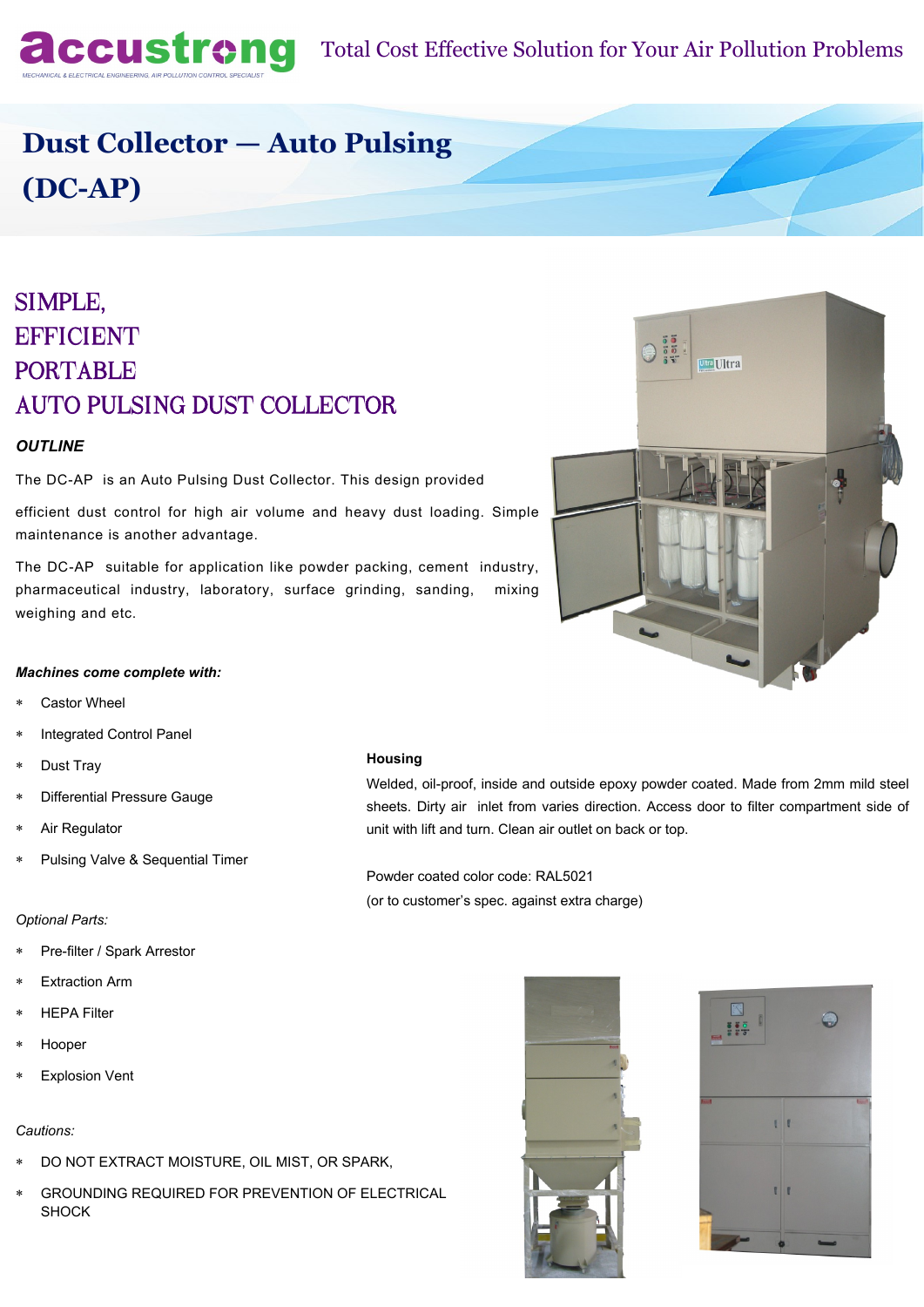accustrong

MECHANICAL & ELECTRICAL ENGINEERING, AIR POLLUTION CONTROL SPECIALIST

Total Cost Effective Solution for Your Air Pollution Problems

# Dust Collector — Auto Pulsing (DC-AP)

## SIMPLE, EFFICIENT PORTABLE AUTO PULSING DUST COLLECTOR

***OUTLINE***

The DC-AP is an Auto Pulsing Dust Collector. This design provided

efficient dust control for high air volume and heavy dust loading. Simple maintenance is another advantage.

The DC-AP suitable for application like powder packing, cement industry, pharmaceutical industry, laboratory, surface grinding, sanding, mixing weighing and etc.

***Machines come complete with:***

- Castor Wheel
- Integrated Control Panel
- Dust Tray
- Differential Pressure Gauge
- Air Regulator
- Pulsing Valve & Sequential Timer

**Housing**

Welded, oil-proof, inside and outside epoxy powder coated. Made from 2mm mild steel sheets. Dirty air inlet from varies direction. Access door to filter compartment side of unit with lift and turn. Clean air outlet on back or top.

Powder coated color code: RAL5021

(or to customer's spec. against extra charge)

*Optional Parts:*

- Pre-filter / Spark Arrestor
- Extraction Arm
- HEPA Filter
- Hooper
- Explosion Vent

*Cautions:*

- DO NOT EXTRACT MOISTURE, OIL MIST, OR SPARK,
- GROUNDING REQUIRED FOR PREVENTION OF ELECTRICAL SHOCK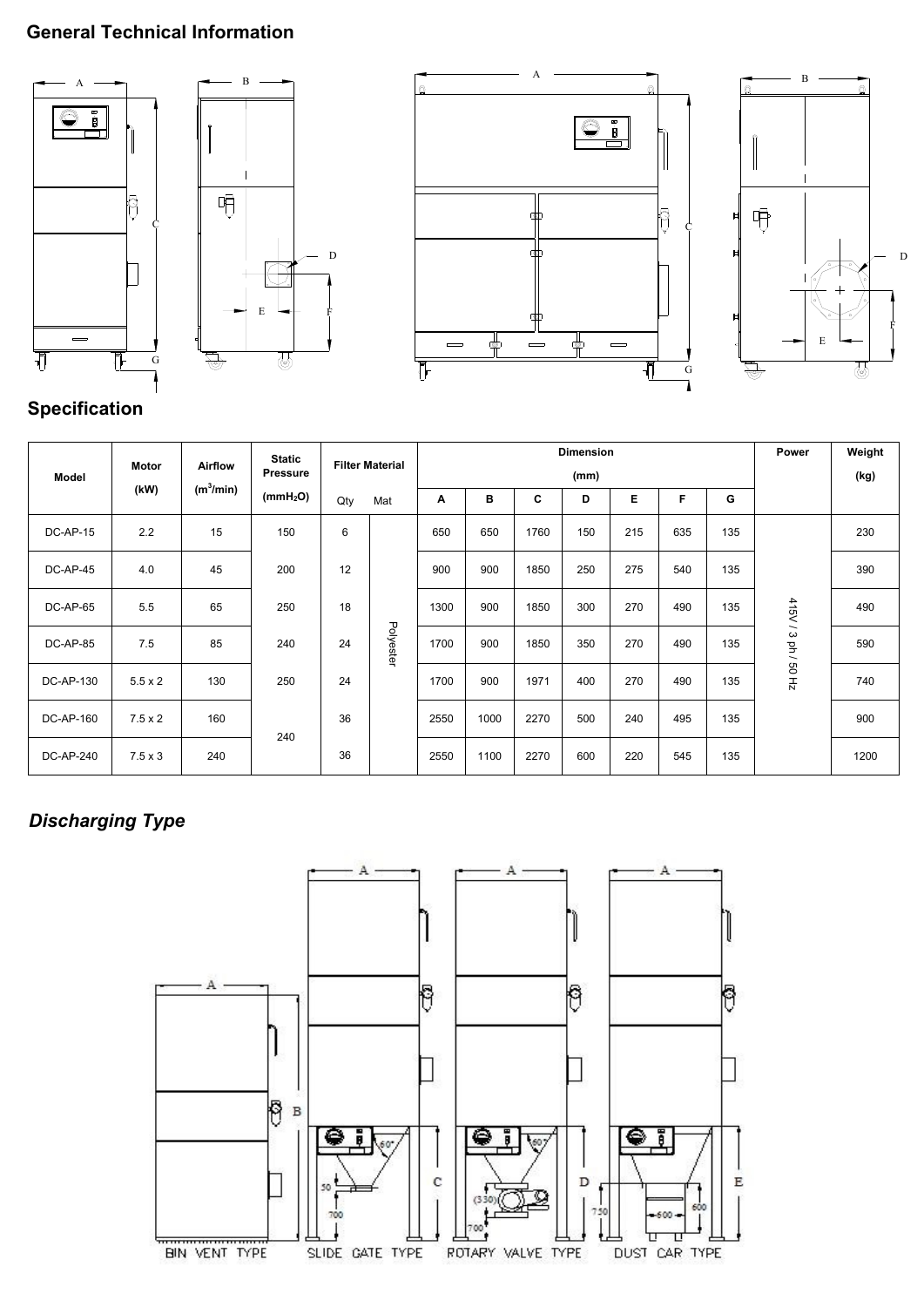## General Technical Information

## Specification

| Model | Motor (kW) | Airflow ($m^3$/min) | Static Pressure ($mmH_2O$) | Filter Material | | Dimension (mm) | | | | | | | Power | Weight (kg) |
|---|---|---|---|---|---|---|---|---|---|---|---|---|---|---|
| | | | | Qty | Mat | A | B | C | D | E | F | G | | |
| DC-AP-15 | 2.2 | 15 | 150 | 6 | Polyester | 650 | 650 | 1760 | 150 | 215 | 635 | 135 | 415V / 3 ph / 50 Hz | 230 |
| DC-AP-45 | 4.0 | 45 | 200 | 12 | | 900 | 900 | 1850 | 250 | 275 | 540 | 135 | | 390 |
| DC-AP-65 | 5.5 | 65 | 250 | 18 | | 1300 | 900 | 1850 | 300 | 270 | 490 | 135 | | 490 |
| DC-AP-85 | 7.5 | 85 | 240 | 24 | | 1700 | 900 | 1850 | 350 | 270 | 490 | 135 | | 590 |
| DC-AP-130 | 5.5 x 2 | 130 | 250 | 24 | | 1700 | 900 | 1971 | 400 | 270 | 490 | 135 | | 740 |
| DC-AP-160 | 7.5 x 2 | 160 | 240 | 36 | | 2550 | 1000 | 2270 | 500 | 240 | 495 | 135 | | 900 |
| DC-AP-240 | 7.5 x 3 | 240 | | 36 | | 2550 | 1100 | 2270 | 600 | 220 | 545 | 135 | | 1200 |

## *Discharging Type*

BIN VENT TYPE SLIDE GATE TYPE ROTARY VALVE TYPE DUST CAR TYPE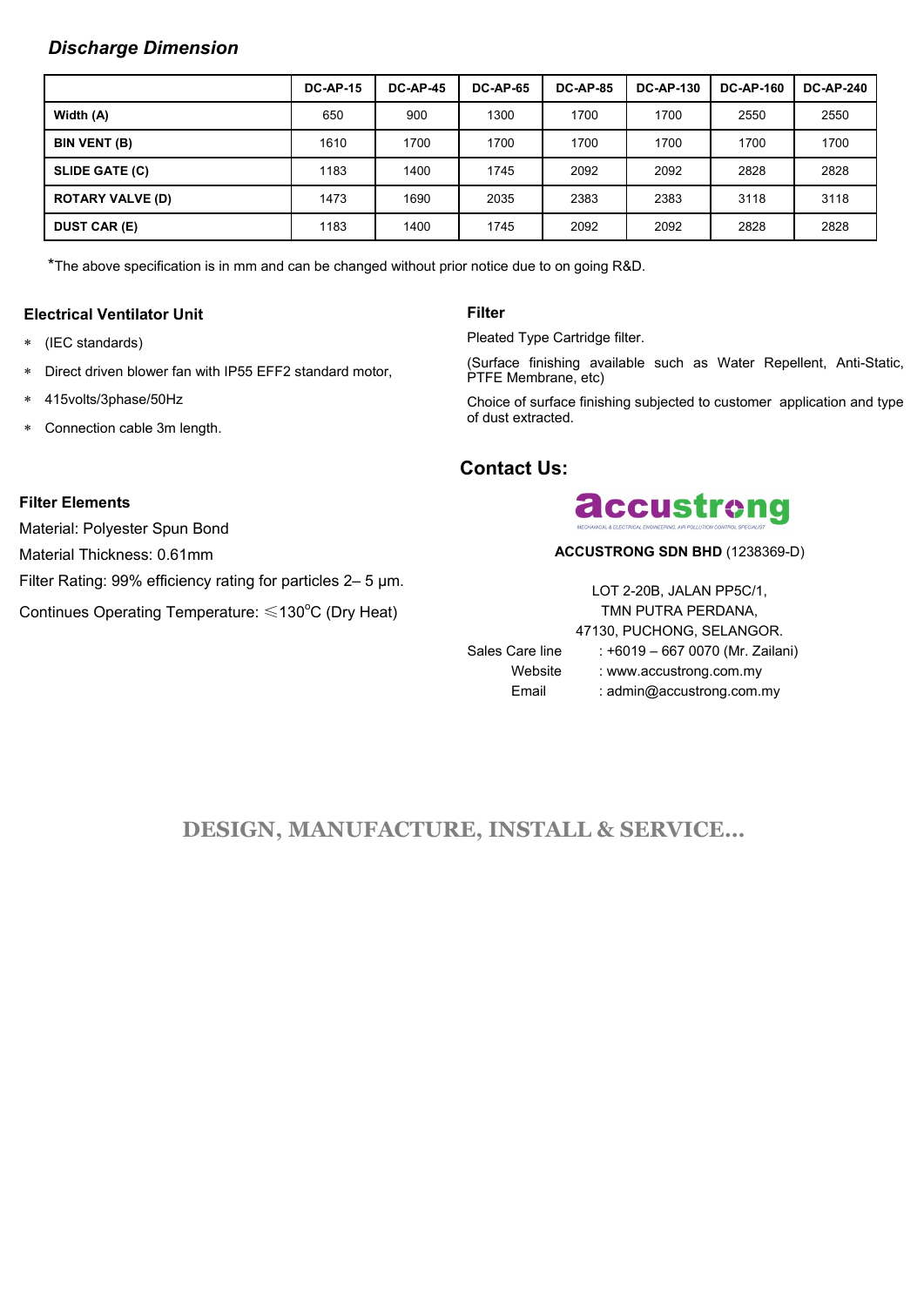## *Discharge Dimension*

| | DC-AP-15 | DC-AP-45 | DC-AP-65 | DC-AP-85 | DC-AP-130 | DC-AP-160 | DC-AP-240 |
|---|---|---|---|---|---|---|---|
| **Width (A)** | 650 | 900 | 1300 | 1700 | 1700 | 2550 | 2550 |
| **BIN VENT (B)** | 1610 | 1700 | 1700 | 1700 | 1700 | 1700 | 1700 |
| **SLIDE GATE (C)** | 1183 | 1400 | 1745 | 2092 | 2092 | 2828 | 2828 |
| **ROTARY VALVE (D)** | 1473 | 1690 | 2035 | 2383 | 2383 | 3118 | 3118 |
| **DUST CAR (E)** | 1183 | 1400 | 1745 | 2092 | 2092 | 2828 | 2828 |

*The above specification is in mm and can be changed without prior notice due to on going R&D.

### Electrical Ventilator Unit

- (IEC standards)
- Direct driven blower fan with IP55 EFF2 standard motor,
- 415volts/3phase/50Hz
- Connection cable 3m length.

### Filter Elements

Material: Polyester Spun Bond

Material Thickness: 0.61mm

Filter Rating: 99% efficiency rating for particles 2– 5 μm.

Continues Operating Temperature: ≤130°C (Dry Heat)

### Filter

Pleated Type Cartridge filter.

(Surface finishing available such as Water Repellent, Anti-Static, PTFE Membrane, etc)

Choice of surface finishing subjected to customer application and type of dust extracted.

## Contact Us:

accustrong

MECHANICAL & ELECTRICAL ENGINEERING, AIR POLLUTION CONTROL SPECIALIST

**ACCUSTRONG SDN BHD** (1238369-D)

LOT 2-20B, JALAN PP5C/1,
TMN PUTRA PERDANA,
47130, PUCHONG, SELANGOR.

Sales Care line : +6019 – 667 0070 (Mr. Zailani)
Website : www.accustrong.com.my
Email : admin@accustrong.com.my

**DESIGN, MANUFACTURE, INSTALL & SERVICE…**